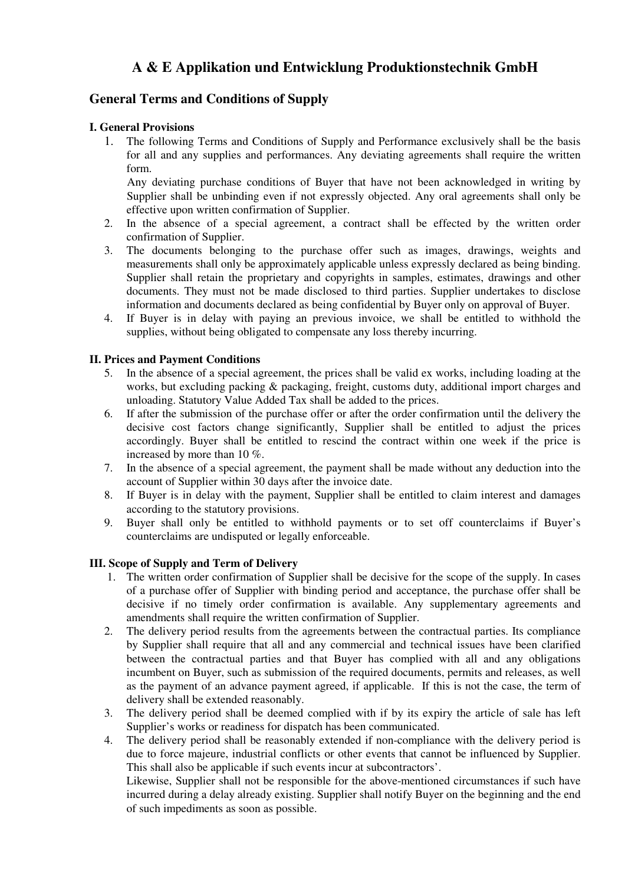# A & E Applikation und Entwicklung Produktionstechnik GmbH

## General Terms and Conditions of Supply

### I. General Provisions

1. The following Terms and Conditions of Supply and Performance exclusively shall be the basis for all and any supplies and performances. Any deviating agreements shall require the written form.
   Any deviating purchase conditions of Buyer that have not been acknowledged in writing by Supplier shall be unbinding even if not expressly objected. Any oral agreements shall only be effective upon written confirmation of Supplier.
2. In the absence of a special agreement, a contract shall be effected by the written order confirmation of Supplier.
3. The documents belonging to the purchase offer such as images, drawings, weights and measurements shall only be approximately applicable unless expressly declared as being binding. Supplier shall retain the proprietary and copyrights in samples, estimates, drawings and other documents. They must not be made disclosed to third parties. Supplier undertakes to disclose information and documents declared as being confidential by Buyer only on approval of Buyer.
4. If Buyer is in delay with paying an previous invoice, we shall be entitled to withhold the supplies, without being obligated to compensate any loss thereby incurring.

### II. Prices and Payment Conditions

5. In the absence of a special agreement, the prices shall be valid ex works, including loading at the works, but excluding packing & packaging, freight, customs duty, additional import charges and unloading. Statutory Value Added Tax shall be added to the prices.
6. If after the submission of the purchase offer or after the order confirmation until the delivery the decisive cost factors change significantly, Supplier shall be entitled to adjust the prices accordingly. Buyer shall be entitled to rescind the contract within one week if the price is increased by more than 10 %.
7. In the absence of a special agreement, the payment shall be made without any deduction into the account of Supplier within 30 days after the invoice date.
8. If Buyer is in delay with the payment, Supplier shall be entitled to claim interest and damages according to the statutory provisions.
9. Buyer shall only be entitled to withhold payments or to set off counterclaims if Buyer's counterclaims are undisputed or legally enforceable.

### III. Scope of Supply and Term of Delivery

1. The written order confirmation of Supplier shall be decisive for the scope of the supply. In cases of a purchase offer of Supplier with binding period and acceptance, the purchase offer shall be decisive if no timely order confirmation is available. Any supplementary agreements and amendments shall require the written confirmation of Supplier.
2. The delivery period results from the agreements between the contractual parties. Its compliance by Supplier shall require that all and any commercial and technical issues have been clarified between the contractual parties and that Buyer has complied with all and any obligations incumbent on Buyer, such as submission of the required documents, permits and releases, as well as the payment of an advance payment agreed, if applicable. If this is not the case, the term of delivery shall be extended reasonably.
3. The delivery period shall be deemed complied with if by its expiry the article of sale has left Supplier's works or readiness for dispatch has been communicated.
4. The delivery period shall be reasonably extended if non-compliance with the delivery period is due to force majeure, industrial conflicts or other events that cannot be influenced by Supplier. This shall also be applicable if such events incur at subcontractors'.
   Likewise, Supplier shall not be responsible for the above-mentioned circumstances if such have incurred during a delay already existing. Supplier shall notify Buyer on the beginning and the end of such impediments as soon as possible.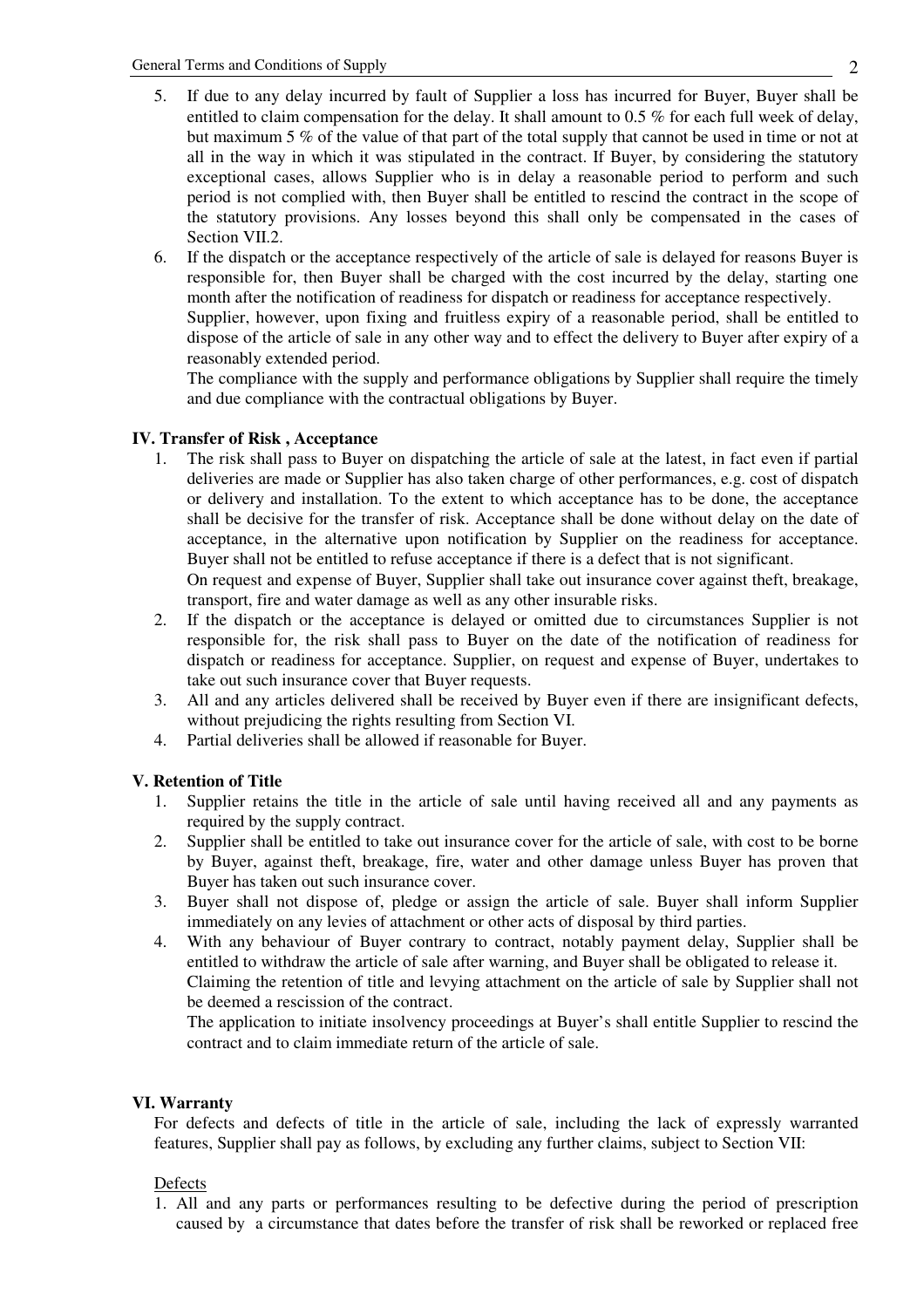5. If due to any delay incurred by fault of Supplier a loss has incurred for Buyer, Buyer shall be entitled to claim compensation for the delay. It shall amount to 0.5 % for each full week of delay, but maximum 5 % of the value of that part of the total supply that cannot be used in time or not at all in the way in which it was stipulated in the contract. If Buyer, by considering the statutory exceptional cases, allows Supplier who is in delay a reasonable period to perform and such period is not complied with, then Buyer shall be entitled to rescind the contract in the scope of the statutory provisions. Any losses beyond this shall only be compensated in the cases of Section VII.2.
6. If the dispatch or the acceptance respectively of the article of sale is delayed for reasons Buyer is responsible for, then Buyer shall be charged with the cost incurred by the delay, starting one month after the notification of readiness for dispatch or readiness for acceptance respectively.
   Supplier, however, upon fixing and fruitless expiry of a reasonable period, shall be entitled to dispose of the article of sale in any other way and to effect the delivery to Buyer after expiry of a reasonably extended period.
   The compliance with the supply and performance obligations by Supplier shall require the timely and due compliance with the contractual obligations by Buyer.

### IV. Transfer of Risk , Acceptance

1. The risk shall pass to Buyer on dispatching the article of sale at the latest, in fact even if partial deliveries are made or Supplier has also taken charge of other performances, e.g. cost of dispatch or delivery and installation. To the extent to which acceptance has to be done, the acceptance shall be decisive for the transfer of risk. Acceptance shall be done without delay on the date of acceptance, in the alternative upon notification by Supplier on the readiness for acceptance. Buyer shall not be entitled to refuse acceptance if there is a defect that is not significant.
   On request and expense of Buyer, Supplier shall take out insurance cover against theft, breakage, transport, fire and water damage as well as any other insurable risks.
2. If the dispatch or the acceptance is delayed or omitted due to circumstances Supplier is not responsible for, the risk shall pass to Buyer on the date of the notification of readiness for dispatch or readiness for acceptance. Supplier, on request and expense of Buyer, undertakes to take out such insurance cover that Buyer requests.
3. All and any articles delivered shall be received by Buyer even if there are insignificant defects, without prejudicing the rights resulting from Section VI.
4. Partial deliveries shall be allowed if reasonable for Buyer.

### V. Retention of Title

1. Supplier retains the title in the article of sale until having received all and any payments as required by the supply contract.
2. Supplier shall be entitled to take out insurance cover for the article of sale, with cost to be borne by Buyer, against theft, breakage, fire, water and other damage unless Buyer has proven that Buyer has taken out such insurance cover.
3. Buyer shall not dispose of, pledge or assign the article of sale. Buyer shall inform Supplier immediately on any levies of attachment or other acts of disposal by third parties.
4. With any behaviour of Buyer contrary to contract, notably payment delay, Supplier shall be entitled to withdraw the article of sale after warning, and Buyer shall be obligated to release it.
   Claiming the retention of title and levying attachment on the article of sale by Supplier shall not be deemed a rescission of the contract.
   The application to initiate insolvency proceedings at Buyer's shall entitle Supplier to rescind the contract and to claim immediate return of the article of sale.

### VI. Warranty

For defects and defects of title in the article of sale, including the lack of expressly warranted features, Supplier shall pay as follows, by excluding any further claims, subject to Section VII:

Defects

1. All and any parts or performances resulting to be defective during the period of prescription caused by a circumstance that dates before the transfer of risk shall be reworked or replaced free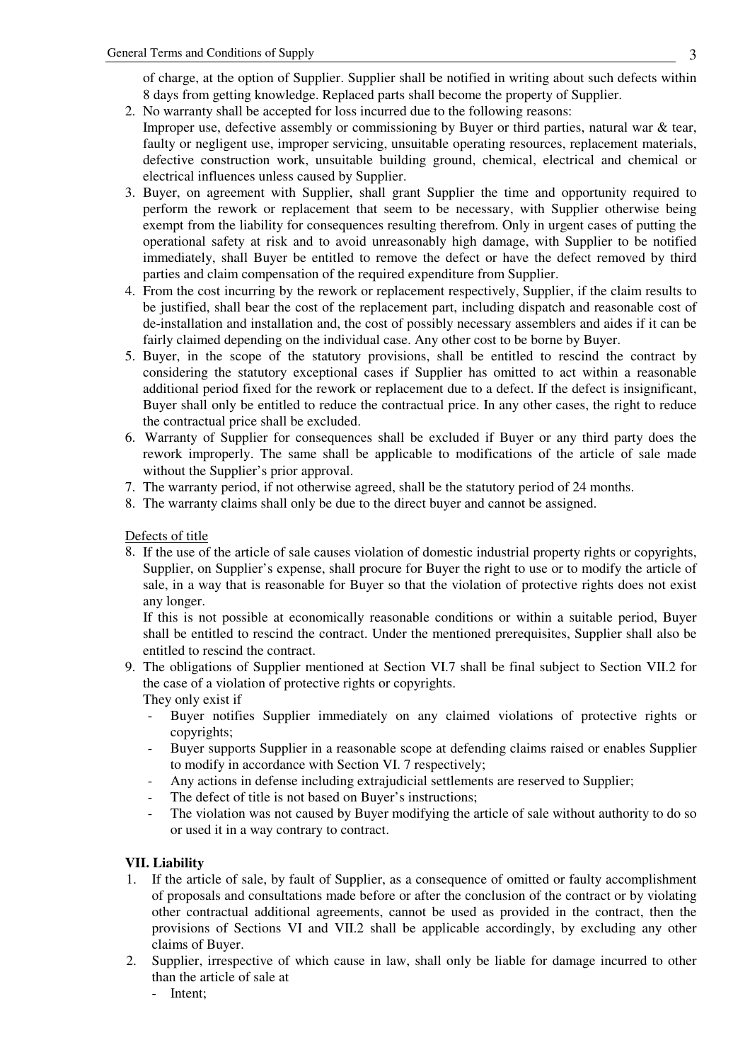of charge, at the option of Supplier. Supplier shall be notified in writing about such defects within 8 days from getting knowledge. Replaced parts shall become the property of Supplier.

2. No warranty shall be accepted for loss incurred due to the following reasons:
   Improper use, defective assembly or commissioning by Buyer or third parties, natural war & tear, faulty or negligent use, improper servicing, unsuitable operating resources, replacement materials, defective construction work, unsuitable building ground, chemical, electrical and chemical or electrical influences unless caused by Supplier.
3. Buyer, on agreement with Supplier, shall grant Supplier the time and opportunity required to perform the rework or replacement that seem to be necessary, with Supplier otherwise being exempt from the liability for consequences resulting therefrom. Only in urgent cases of putting the operational safety at risk and to avoid unreasonably high damage, with Supplier to be notified immediately, shall Buyer be entitled to remove the defect or have the defect removed by third parties and claim compensation of the required expenditure from Supplier.
4. From the cost incurring by the rework or replacement respectively, Supplier, if the claim results to be justified, shall bear the cost of the replacement part, including dispatch and reasonable cost of de-installation and installation and, the cost of possibly necessary assemblers and aides if it can be fairly claimed depending on the individual case. Any other cost to be borne by Buyer.
5. Buyer, in the scope of the statutory provisions, shall be entitled to rescind the contract by considering the statutory exceptional cases if Supplier has omitted to act within a reasonable additional period fixed for the rework or replacement due to a defect. If the defect is insignificant, Buyer shall only be entitled to reduce the contractual price. In any other cases, the right to reduce the contractual price shall be excluded.
6. Warranty of Supplier for consequences shall be excluded if Buyer or any third party does the rework improperly. The same shall be applicable to modifications of the article of sale made without the Supplier's prior approval.
7. The warranty period, if not otherwise agreed, shall be the statutory period of 24 months.
8. The warranty claims shall only be due to the direct buyer and cannot be assigned.

<u>Defects of title</u>

8. If the use of the article of sale causes violation of domestic industrial property rights or copyrights, Supplier, on Supplier's expense, shall procure for Buyer the right to use or to modify the article of sale, in a way that is reasonable for Buyer so that the violation of protective rights does not exist any longer.
   If this is not possible at economically reasonable conditions or within a suitable period, Buyer shall be entitled to rescind the contract. Under the mentioned prerequisites, Supplier shall also be entitled to rescind the contract.
9. The obligations of Supplier mentioned at Section VI.7 shall be final subject to Section VII.2 for the case of a violation of protective rights or copyrights.
   They only exist if
   - Buyer notifies Supplier immediately on any claimed violations of protective rights or copyrights;
   - Buyer supports Supplier in a reasonable scope at defending claims raised or enables Supplier to modify in accordance with Section VI. 7 respectively;
   - Any actions in defense including extrajudicial settlements are reserved to Supplier;
   - The defect of title is not based on Buyer's instructions;
   - The violation was not caused by Buyer modifying the article of sale without authority to do so or used it in a way contrary to contract.

**VII. Liability**

1. If the article of sale, by fault of Supplier, as a consequence of omitted or faulty accomplishment of proposals and consultations made before or after the conclusion of the contract or by violating other contractual additional agreements, cannot be used as provided in the contract, then the provisions of Sections VI and VII.2 shall be applicable accordingly, by excluding any other claims of Buyer.
2. Supplier, irrespective of which cause in law, shall only be liable for damage incurred to other than the article of sale at
   - Intent;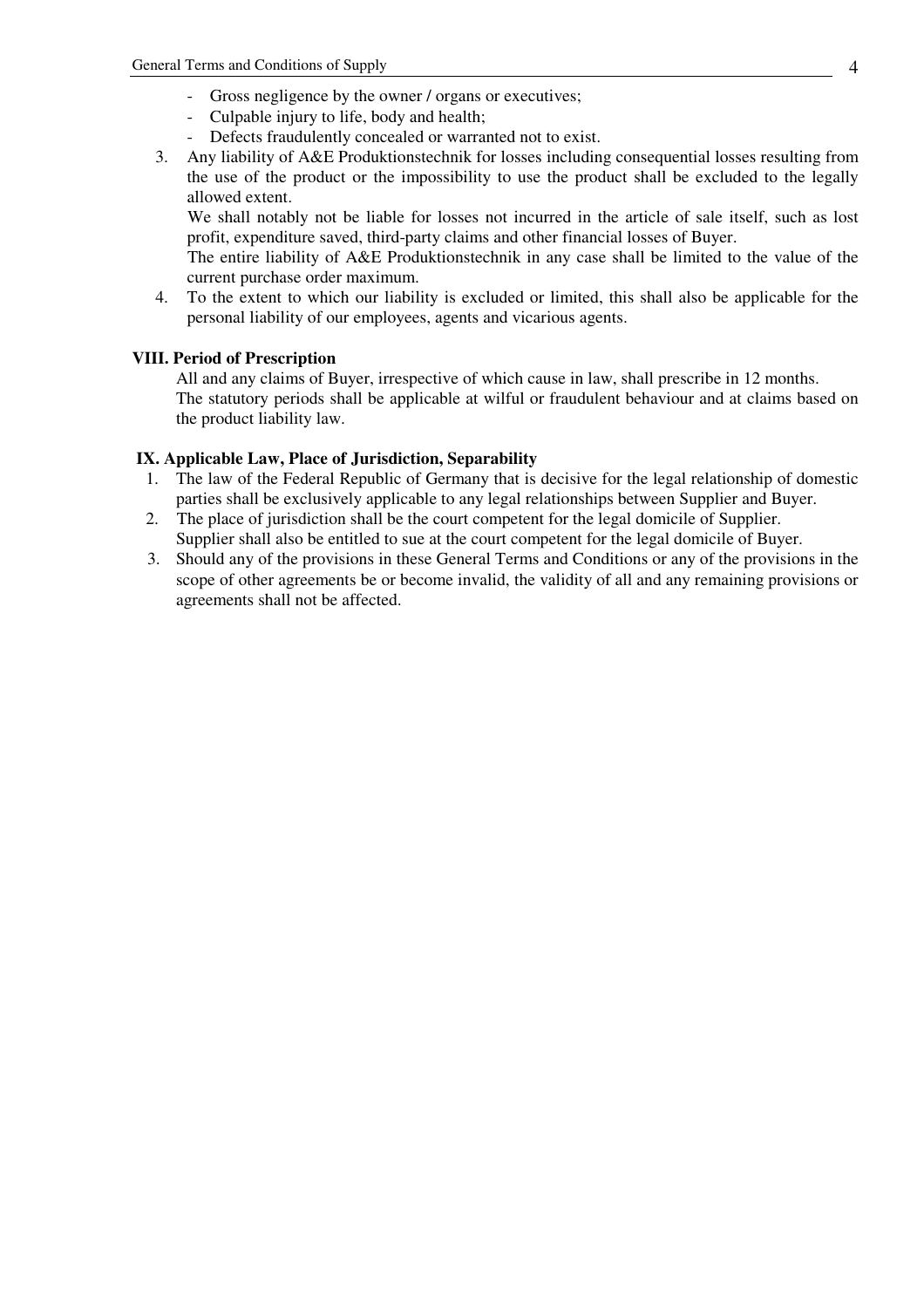- Gross negligence by the owner / organs or executives;
- Culpable injury to life, body and health;
- Defects fraudulently concealed or warranted not to exist.

3. Any liability of A&E Produktionstechnik for losses including consequential losses resulting from the use of the product or the impossibility to use the product shall be excluded to the legally allowed extent.
   We shall notably not be liable for losses not incurred in the article of sale itself, such as lost profit, expenditure saved, third-party claims and other financial losses of Buyer.
   The entire liability of A&E Produktionstechnik in any case shall be limited to the value of the current purchase order maximum.
4. To the extent to which our liability is excluded or limited, this shall also be applicable for the personal liability of our employees, agents and vicarious agents.

**VIII. Period of Prescription**

All and any claims of Buyer, irrespective of which cause in law, shall prescribe in 12 months.
The statutory periods shall be applicable at wilful or fraudulent behaviour and at claims based on the product liability law.

**IX. Applicable Law, Place of Jurisdiction, Separability**

1. The law of the Federal Republic of Germany that is decisive for the legal relationship of domestic parties shall be exclusively applicable to any legal relationships between Supplier and Buyer.
2. The place of jurisdiction shall be the court competent for the legal domicile of Supplier.
   Supplier shall also be entitled to sue at the court competent for the legal domicile of Buyer.
3. Should any of the provisions in these General Terms and Conditions or any of the provisions in the scope of other agreements be or become invalid, the validity of all and any remaining provisions or agreements shall not be affected.